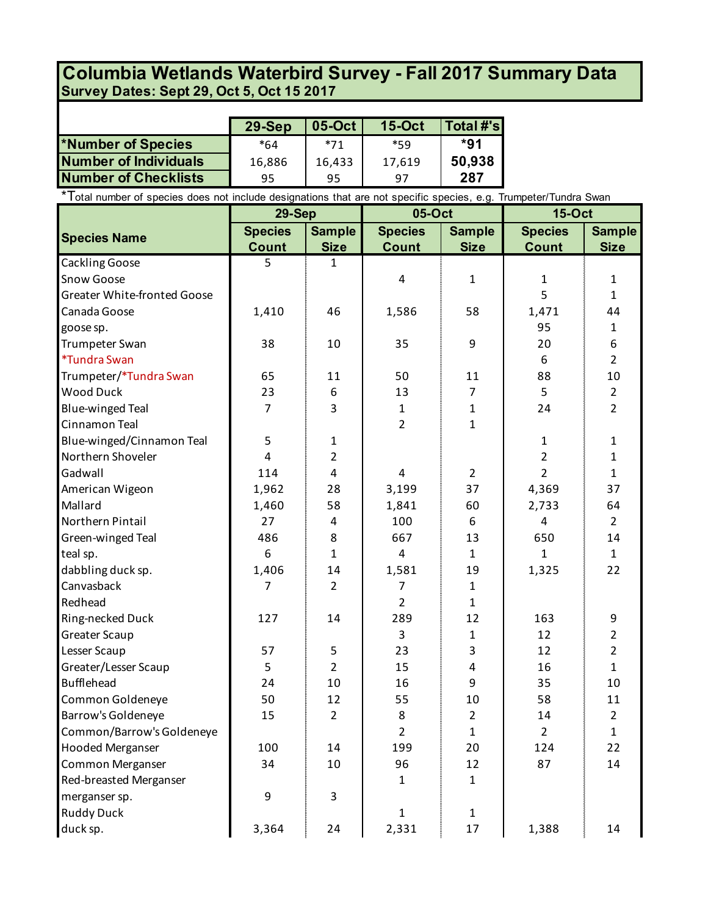# Columbia Wetlands Waterbird Survey - Fall 2017 Summary Data

**Survey Dates: Sept 29, Oct 5, Oct 15 2017**

| | 29-Sep | 05-Oct | 15-Oct | Total #'s |
|---|---|---|---|---|
| *Number of Species | *64 | *71 | *59 | *91 |
| Number of Individuals | 16,886 | 16,433 | 17,619 | 50,938 |
| Number of Checklists | 95 | 95 | 97 | 287 |

*Total number of species does not include designations that are not specific species, e.g. Trumpeter/Tundra Swan

| Species Name | 29-Sep | | 05-Oct | | 15-Oct | |
|---|---|---|---|---|---|---|
| | Species Count | Sample Size | Species Count | Sample Size | Species Count | Sample Size |
| Cackling Goose | 5 | 1 | | | | |
| Snow Goose | | | 4 | 1 | 1 | 1 |
| Greater White-fronted Goose | | | | | 5 | 1 |
| Canada Goose | 1,410 | 46 | 1,586 | 58 | 1,471 | 44 |
| goose sp. | | | | | 95 | 1 |
| Trumpeter Swan | 38 | 10 | 35 | 9 | 20 | 6 |
| *Tundra Swan | | | | | 6 | 2 |
| Trumpeter/*Tundra Swan | 65 | 11 | 50 | 11 | 88 | 10 |
| Wood Duck | 23 | 6 | 13 | 7 | 5 | 2 |
| Blue-winged Teal | 7 | 3 | 1 | 1 | 24 | 2 |
| Cinnamon Teal | | | 2 | 1 | | |
| Blue-winged/Cinnamon Teal | 5 | 1 | | | 1 | 1 |
| Northern Shoveler | 4 | 2 | | | 2 | 1 |
| Gadwall | 114 | 4 | 4 | 2 | 2 | 1 |
| American Wigeon | 1,962 | 28 | 3,199 | 37 | 4,369 | 37 |
| Mallard | 1,460 | 58 | 1,841 | 60 | 2,733 | 64 |
| Northern Pintail | 27 | 4 | 100 | 6 | 4 | 2 |
| Green-winged Teal | 486 | 8 | 667 | 13 | 650 | 14 |
| teal sp. | 6 | 1 | 4 | 1 | 1 | 1 |
| dabbling duck sp. | 1,406 | 14 | 1,581 | 19 | 1,325 | 22 |
| Canvasback | 7 | 2 | 7 | 1 | | |
| Redhead | | | 2 | 1 | | |
| Ring-necked Duck | 127 | 14 | 289 | 12 | 163 | 9 |
| Greater Scaup | | | 3 | 1 | 12 | 2 |
| Lesser Scaup | 57 | 5 | 23 | 3 | 12 | 2 |
| Greater/Lesser Scaup | 5 | 2 | 15 | 4 | 16 | 1 |
| Bufflehead | 24 | 10 | 16 | 9 | 35 | 10 |
| Common Goldeneye | 50 | 12 | 55 | 10 | 58 | 11 |
| Barrow's Goldeneye | 15 | 2 | 8 | 2 | 14 | 2 |
| Common/Barrow's Goldeneye | | | 2 | 1 | 2 | 1 |
| Hooded Merganser | 100 | 14 | 199 | 20 | 124 | 22 |
| Common Merganser | 34 | 10 | 96 | 12 | 87 | 14 |
| Red-breasted Merganser | | | 1 | 1 | | |
| merganser sp. | 9 | 3 | | | | |
| Ruddy Duck | | | 1 | 1 | | |
| duck sp. | 3,364 | 24 | 2,331 | 17 | 1,388 | 14 |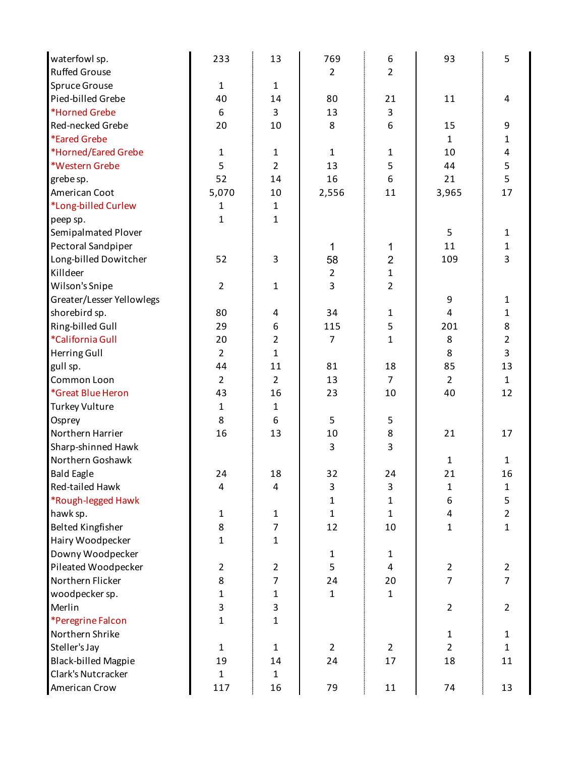| | | | | | | |
|---|---|---|---|---|---|---|
| waterfowl sp. | 233 | 13 | 769 | 6 | 93 | 5 |
| Ruffed Grouse | | | 2 | 2 | | |
| Spruce Grouse | 1 | 1 | | | | |
| Pied-billed Grebe | 40 | 14 | 80 | 21 | 11 | 4 |
| *Horned Grebe | 6 | 3 | 13 | 3 | | |
| Red-necked Grebe | 20 | 10 | 8 | 6 | 15 | 9 |
| *Eared Grebe | | | | | 1 | 1 |
| *Horned/Eared Grebe | 1 | 1 | 1 | 1 | 10 | 4 |
| *Western Grebe | 5 | 2 | 13 | 5 | 44 | 5 |
| grebe sp. | 52 | 14 | 16 | 6 | 21 | 5 |
| American Coot | 5,070 | 10 | 2,556 | 11 | 3,965 | 17 |
| *Long-billed Curlew | 1 | 1 | | | | |
| peep sp. | 1 | 1 | | | | |
| Semipalmated Plover | | | | | 5 | 1 |
| Pectoral Sandpiper | | | 1 | 1 | 11 | 1 |
| Long-billed Dowitcher | 52 | 3 | 58 | 2 | 109 | 3 |
| Killdeer | | | 2 | 1 | | |
| Wilson's Snipe | 2 | 1 | 3 | 2 | | |
| Greater/Lesser Yellowlegs | | | | | 9 | 1 |
| shorebird sp. | 80 | 4 | 34 | 1 | 4 | 1 |
| Ring-billed Gull | 29 | 6 | 115 | 5 | 201 | 8 |
| *California Gull | 20 | 2 | 7 | 1 | 8 | 2 |
| Herring Gull | 2 | 1 | | | 8 | 3 |
| gull sp. | 44 | 11 | 81 | 18 | 85 | 13 |
| Common Loon | 2 | 2 | 13 | 7 | 2 | 1 |
| *Great Blue Heron | 43 | 16 | 23 | 10 | 40 | 12 |
| Turkey Vulture | 1 | 1 | | | | |
| Osprey | 8 | 6 | 5 | 5 | | |
| Northern Harrier | 16 | 13 | 10 | 8 | 21 | 17 |
| Sharp-shinned Hawk | | | 3 | 3 | | |
| Northern Goshawk | | | | | 1 | 1 |
| Bald Eagle | 24 | 18 | 32 | 24 | 21 | 16 |
| Red-tailed Hawk | 4 | 4 | 3 | 3 | 1 | 1 |
| *Rough-legged Hawk | | | 1 | 1 | 6 | 5 |
| hawk sp. | 1 | 1 | 1 | 1 | 4 | 2 |
| Belted Kingfisher | 8 | 7 | 12 | 10 | 1 | 1 |
| Hairy Woodpecker | 1 | 1 | | | | |
| Downy Woodpecker | | | 1 | 1 | | |
| Pileated Woodpecker | 2 | 2 | 5 | 4 | 2 | 2 |
| Northern Flicker | 8 | 7 | 24 | 20 | 7 | 7 |
| woodpecker sp. | 1 | 1 | 1 | 1 | | |
| Merlin | 3 | 3 | | | 2 | 2 |
| *Peregrine Falcon | 1 | 1 | | | | |
| Northern Shrike | | | | | 1 | 1 |
| Steller's Jay | 1 | 1 | 2 | 2 | 2 | 1 |
| Black-billed Magpie | 19 | 14 | 24 | 17 | 18 | 11 |
| Clark's Nutcracker | 1 | 1 | | | | |
| American Crow | 117 | 16 | 79 | 11 | 74 | 13 |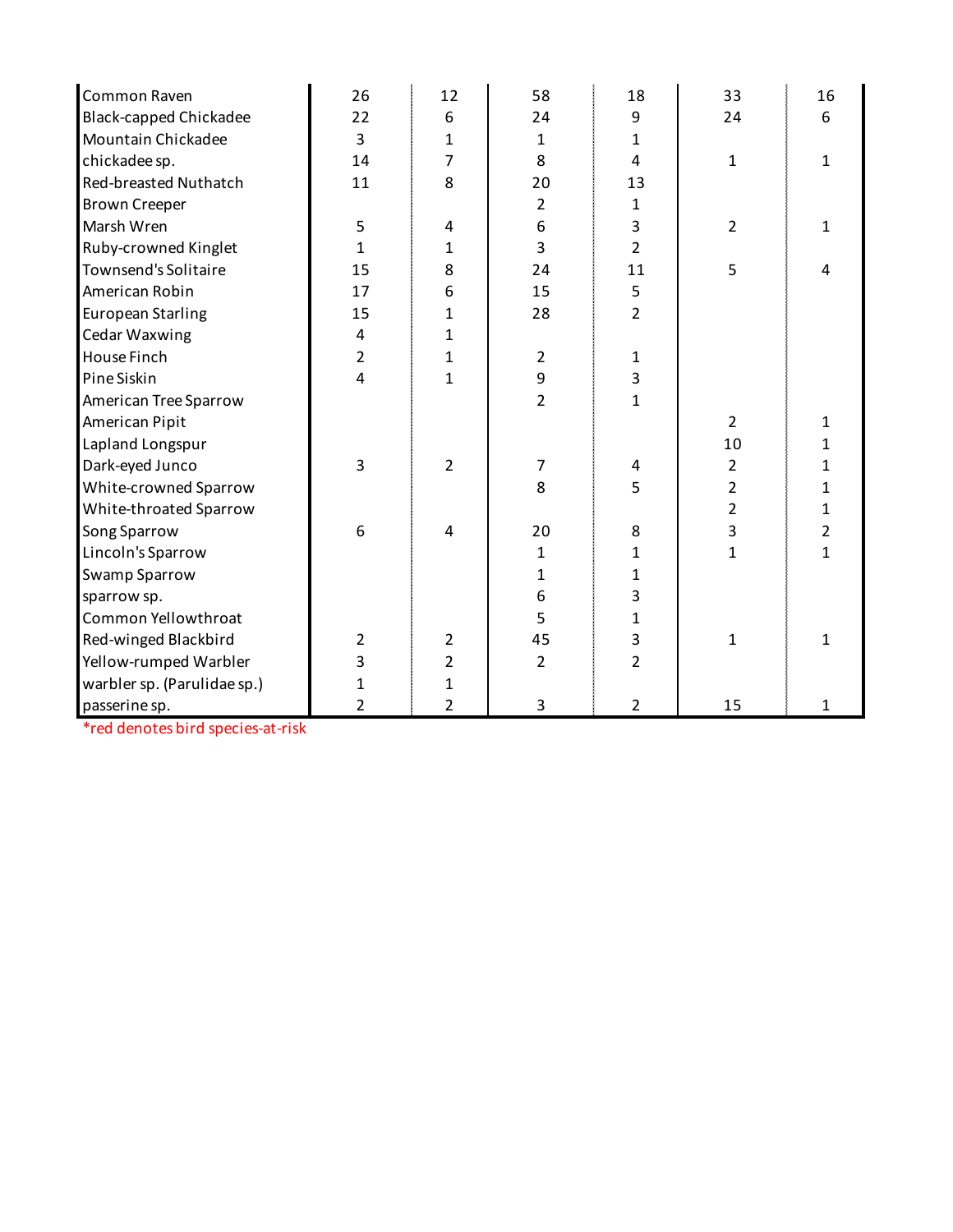| | | | | | | |
|---|---|---|---|---|---|---|
| Common Raven | 26 | 12 | 58 | 18 | 33 | 16 |
| Black-capped Chickadee | 22 | 6 | 24 | 9 | 24 | 6 |
| Mountain Chickadee | 3 | 1 | 1 | 1 | | |
| chickadee sp. | 14 | 7 | 8 | 4 | 1 | 1 |
| Red-breasted Nuthatch | 11 | 8 | 20 | 13 | | |
| Brown Creeper | | | 2 | 1 | | |
| Marsh Wren | 5 | 4 | 6 | 3 | 2 | 1 |
| Ruby-crowned Kinglet | 1 | 1 | 3 | 2 | | |
| Townsend's Solitaire | 15 | 8 | 24 | 11 | 5 | 4 |
| American Robin | 17 | 6 | 15 | 5 | | |
| European Starling | 15 | 1 | 28 | 2 | | |
| Cedar Waxwing | 4 | 1 | | | | |
| House Finch | 2 | 1 | 2 | 1 | | |
| Pine Siskin | 4 | 1 | 9 | 3 | | |
| American Tree Sparrow | | | 2 | 1 | | |
| American Pipit | | | | | 2 | 1 |
| Lapland Longspur | | | | | 10 | 1 |
| Dark-eyed Junco | 3 | 2 | 7 | 4 | 2 | 1 |
| White-crowned Sparrow | | | 8 | 5 | 2 | 1 |
| White-throated Sparrow | | | | | 2 | 1 |
| Song Sparrow | 6 | 4 | 20 | 8 | 3 | 2 |
| Lincoln's Sparrow | | | 1 | 1 | 1 | 1 |
| Swamp Sparrow | | | 1 | 1 | | |
| sparrow sp. | | | 6 | 3 | | |
| Common Yellowthroat | | | 5 | 1 | | |
| Red-winged Blackbird | 2 | 2 | 45 | 3 | 1 | 1 |
| Yellow-rumped Warbler | 3 | 2 | 2 | 2 | | |
| warbler sp. (Parulidae sp.) | 1 | 1 | | | | |
| passerine sp. | 2 | 2 | 3 | 2 | 15 | 1 |

*red denotes bird species-at-risk